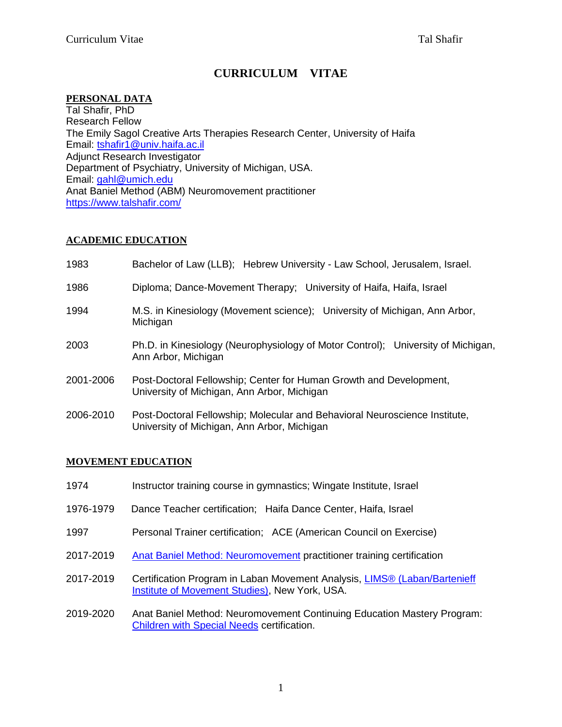# CURRICULUM VITAE

## PERSONAL DATA

Tal Shafir, PhD
Research Fellow
The Emily Sagol Creative Arts Therapies Research Center, University of Haifa
Email: tshafir1@univ.haifa.ac.il
Adjunct Research Investigator
Department of Psychiatry, University of Michigan, USA.
Email: gahl@umich.edu
Anat Baniel Method (ABM) Neuromovement practitioner
https://www.talshafir.com/

## ACADEMIC EDUCATION

| | |
|---|---|
| 1983 | Bachelor of Law (LLB); Hebrew University - Law School, Jerusalem, Israel. |
| 1986 | Diploma; Dance-Movement Therapy; University of Haifa, Haifa, Israel |
| 1994 | M.S. in Kinesiology (Movement science); University of Michigan, Ann Arbor, Michigan |
| 2003 | Ph.D. in Kinesiology (Neurophysiology of Motor Control); University of Michigan, Ann Arbor, Michigan |
| 2001-2006 | Post-Doctoral Fellowship; Center for Human Growth and Development, University of Michigan, Ann Arbor, Michigan |
| 2006-2010 | Post-Doctoral Fellowship; Molecular and Behavioral Neuroscience Institute, University of Michigan, Ann Arbor, Michigan |

## MOVEMENT EDUCATION

| | |
|---|---|
| 1974 | Instructor training course in gymnastics; Wingate Institute, Israel |
| 1976-1979 | Dance Teacher certification; Haifa Dance Center, Haifa, Israel |
| 1997 | Personal Trainer certification; ACE (American Council on Exercise) |
| 2017-2019 | Anat Baniel Method: Neuromovement practitioner training certification |
| 2017-2019 | Certification Program in Laban Movement Analysis, LIMS® (Laban/Bartenieff Institute of Movement Studies), New York, USA. |
| 2019-2020 | Anat Baniel Method: Neuromovement Continuing Education Mastery Program: Children with Special Needs certification. |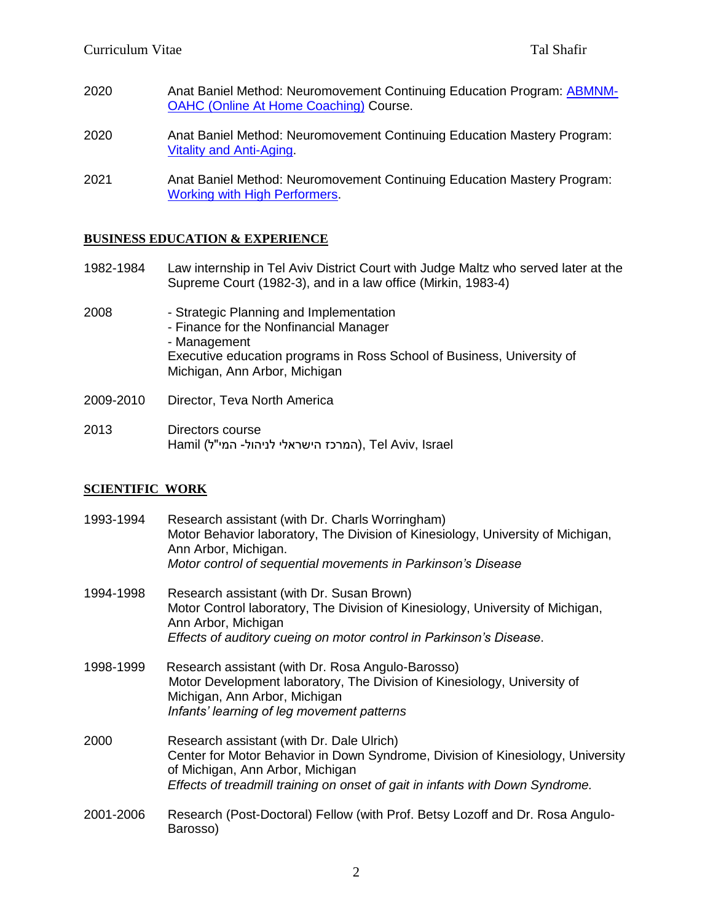2020 Anat Baniel Method: Neuromovement Continuing Education Program: ABMNM-OAHC (Online At Home Coaching) Course.

2020 Anat Baniel Method: Neuromovement Continuing Education Mastery Program: Vitality and Anti-Aging.

2021 Anat Baniel Method: Neuromovement Continuing Education Mastery Program: Working with High Performers.

## BUSINESS EDUCATION & EXPERIENCE

1982-1984 Law internship in Tel Aviv District Court with Judge Maltz who served later at the Supreme Court (1982-3), and in a law office (Mirkin, 1983-4)

2008
- Strategic Planning and Implementation
- Finance for the Nonfinancial Manager
- Management

Executive education programs in Ross School of Business, University of Michigan, Ann Arbor, Michigan

2009-2010 Director, Teva North America

2013 Directors course
Hamil (המרכז הישראלי לניהול- המי"ל), Tel Aviv, Israel

## SCIENTIFIC WORK

1993-1994 Research assistant (with Dr. Charls Worringham)
Motor Behavior laboratory, The Division of Kinesiology, University of Michigan, Ann Arbor, Michigan.
*Motor control of sequential movements in Parkinson's Disease*

1994-1998 Research assistant (with Dr. Susan Brown)
Motor Control laboratory, The Division of Kinesiology, University of Michigan, Ann Arbor, Michigan
*Effects of auditory cueing on motor control in Parkinson's Disease*.

1998-1999 Research assistant (with Dr. Rosa Angulo-Barosso)
Motor Development laboratory, The Division of Kinesiology, University of Michigan, Ann Arbor, Michigan
*Infants' learning of leg movement patterns*

2000 Research assistant (with Dr. Dale Ulrich)
Center for Motor Behavior in Down Syndrome, Division of Kinesiology, University of Michigan, Ann Arbor, Michigan
*Effects of treadmill training on onset of gait in infants with Down Syndrome.*

2001-2006 Research (Post-Doctoral) Fellow (with Prof. Betsy Lozoff and Dr. Rosa Angulo-Barosso)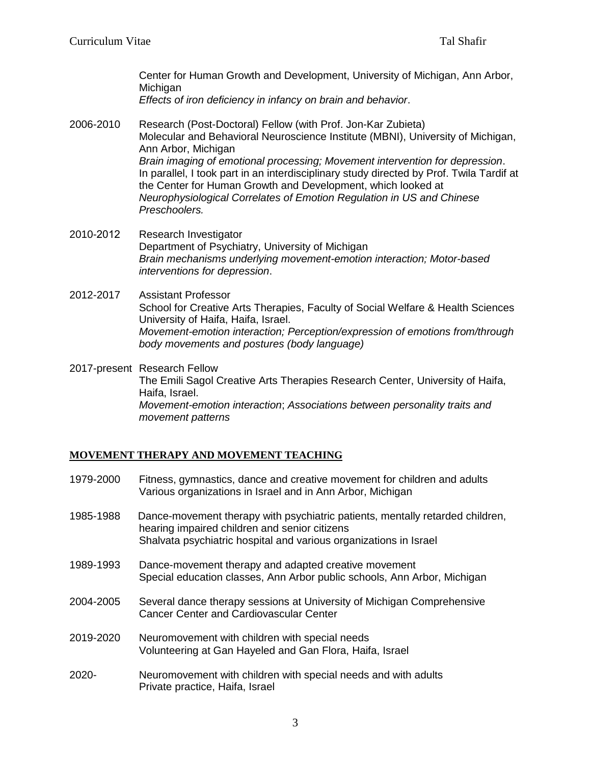Center for Human Growth and Development, University of Michigan, Ann Arbor, Michigan
*Effects of iron deficiency in infancy on brain and behavior*.

2006-2010 Research (Post-Doctoral) Fellow (with Prof. Jon-Kar Zubieta)
Molecular and Behavioral Neuroscience Institute (MBNI), University of Michigan, Ann Arbor, Michigan
*Brain imaging of emotional processing; Movement intervention for depression*.
In parallel, I took part in an interdisciplinary study directed by Prof. Twila Tardif at the Center for Human Growth and Development, which looked at *Neurophysiological Correlates of Emotion Regulation in US and Chinese Preschoolers.*

2010-2012 Research Investigator
Department of Psychiatry, University of Michigan
*Brain mechanisms underlying movement-emotion interaction; Motor-based interventions for depression*.

2012-2017 Assistant Professor
School for Creative Arts Therapies, Faculty of Social Welfare & Health Sciences University of Haifa, Haifa, Israel.
*Movement-emotion interaction; Perception/expression of emotions from/through body movements and postures (body language)*

2017-present Research Fellow
The Emili Sagol Creative Arts Therapies Research Center, University of Haifa, Haifa, Israel.
*Movement-emotion interaction*; *Associations between personality traits and movement patterns*

## MOVEMENT THERAPY AND MOVEMENT TEACHING

1979-2000 Fitness, gymnastics, dance and creative movement for children and adults
Various organizations in Israel and in Ann Arbor, Michigan

1985-1988 Dance-movement therapy with psychiatric patients, mentally retarded children, hearing impaired children and senior citizens
Shalvata psychiatric hospital and various organizations in Israel

1989-1993 Dance-movement therapy and adapted creative movement
Special education classes, Ann Arbor public schools, Ann Arbor, Michigan

2004-2005 Several dance therapy sessions at University of Michigan Comprehensive Cancer Center and Cardiovascular Center

2019-2020 Neuromovement with children with special needs
Volunteering at Gan Hayeled and Gan Flora, Haifa, Israel

2020- Neuromovement with children with special needs and with adults
Private practice, Haifa, Israel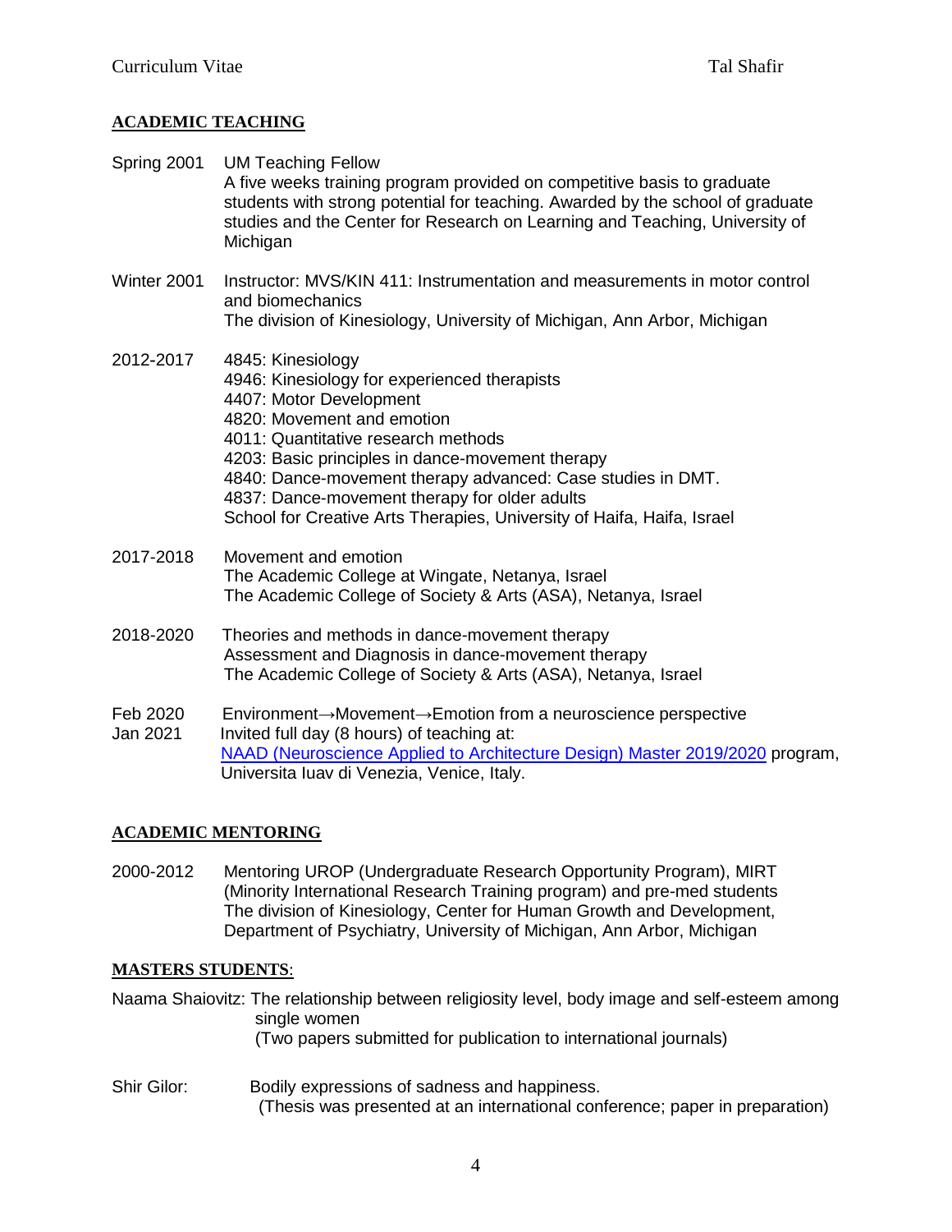## ACADEMIC TEACHING

Spring 2001 UM Teaching Fellow
A five weeks training program provided on competitive basis to graduate students with strong potential for teaching. Awarded by the school of graduate studies and the Center for Research on Learning and Teaching, University of Michigan

Winter 2001 Instructor: MVS/KIN 411: Instrumentation and measurements in motor control and biomechanics
The division of Kinesiology, University of Michigan, Ann Arbor, Michigan

2012-2017 4845: Kinesiology
4946: Kinesiology for experienced therapists
4407: Motor Development
4820: Movement and emotion
4011: Quantitative research methods
4203: Basic principles in dance-movement therapy
4840: Dance-movement therapy advanced: Case studies in DMT.
4837: Dance-movement therapy for older adults
School for Creative Arts Therapies, University of Haifa, Haifa, Israel

2017-2018 Movement and emotion
The Academic College at Wingate, Netanya, Israel
The Academic College of Society & Arts (ASA), Netanya, Israel

2018-2020 Theories and methods in dance-movement therapy
Assessment and Diagnosis in dance-movement therapy
The Academic College of Society & Arts (ASA), Netanya, Israel

Feb 2020 Environment→Movement→Emotion from a neuroscience perspective
Jan 2021 Invited full day (8 hours) of teaching at:
NAAD (Neuroscience Applied to Architecture Design) Master 2019/2020 program, Universita Iuav di Venezia, Venice, Italy.

## ACADEMIC MENTORING

2000-2012 Mentoring UROP (Undergraduate Research Opportunity Program), MIRT (Minority International Research Training program) and pre-med students
The division of Kinesiology, Center for Human Growth and Development, Department of Psychiatry, University of Michigan, Ann Arbor, Michigan

### MASTERS STUDENTS:

Naama Shaiovitz: The relationship between religiosity level, body image and self-esteem among single women
(Two papers submitted for publication to international journals)

Shir Gilor: Bodily expressions of sadness and happiness.
(Thesis was presented at an international conference; paper in preparation)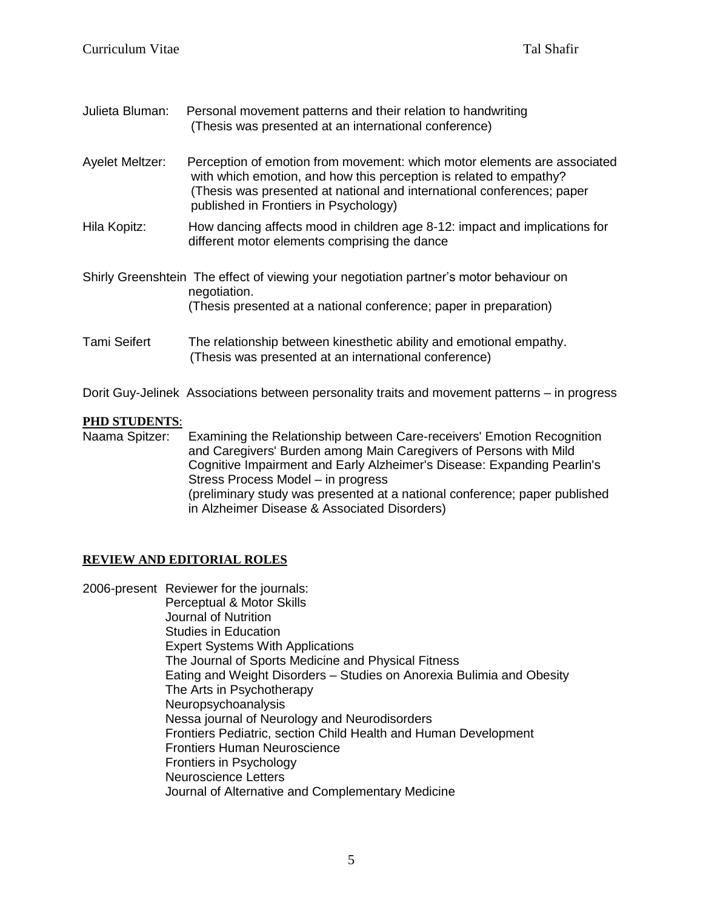Julieta Bluman: Personal movement patterns and their relation to handwriting
(Thesis was presented at an international conference)

Ayelet Meltzer: Perception of emotion from movement: which motor elements are associated with which emotion, and how this perception is related to empathy?
(Thesis was presented at national and international conferences; paper published in Frontiers in Psychology)

Hila Kopitz: How dancing affects mood in children age 8-12: impact and implications for different motor elements comprising the dance

Shirly Greenshtein The effect of viewing your negotiation partner's motor behaviour on negotiation.
(Thesis presented at a national conference; paper in preparation)

Tami Seifert The relationship between kinesthetic ability and emotional empathy.
(Thesis was presented at an international conference)

Dorit Guy-Jelinek Associations between personality traits and movement patterns – in progress

**PHD STUDENTS**:

Naama Spitzer: Examining the Relationship between Care-receivers' Emotion Recognition and Caregivers' Burden among Main Caregivers of Persons with Mild Cognitive Impairment and Early Alzheimer's Disease: Expanding Pearlin's Stress Process Model – in progress
(preliminary study was presented at a national conference; paper published in Alzheimer Disease & Associated Disorders)

## REVIEW AND EDITORIAL ROLES

2006-present Reviewer for the journals:
- Perceptual & Motor Skills
- Journal of Nutrition
- Studies in Education
- Expert Systems With Applications
- The Journal of Sports Medicine and Physical Fitness
- Eating and Weight Disorders – Studies on Anorexia Bulimia and Obesity
- The Arts in Psychotherapy
- Neuropsychoanalysis
- Nessa journal of Neurology and Neurodisorders
- Frontiers Pediatric, section Child Health and Human Development
- Frontiers Human Neuroscience
- Frontiers in Psychology
- Neuroscience Letters
- Journal of Alternative and Complementary Medicine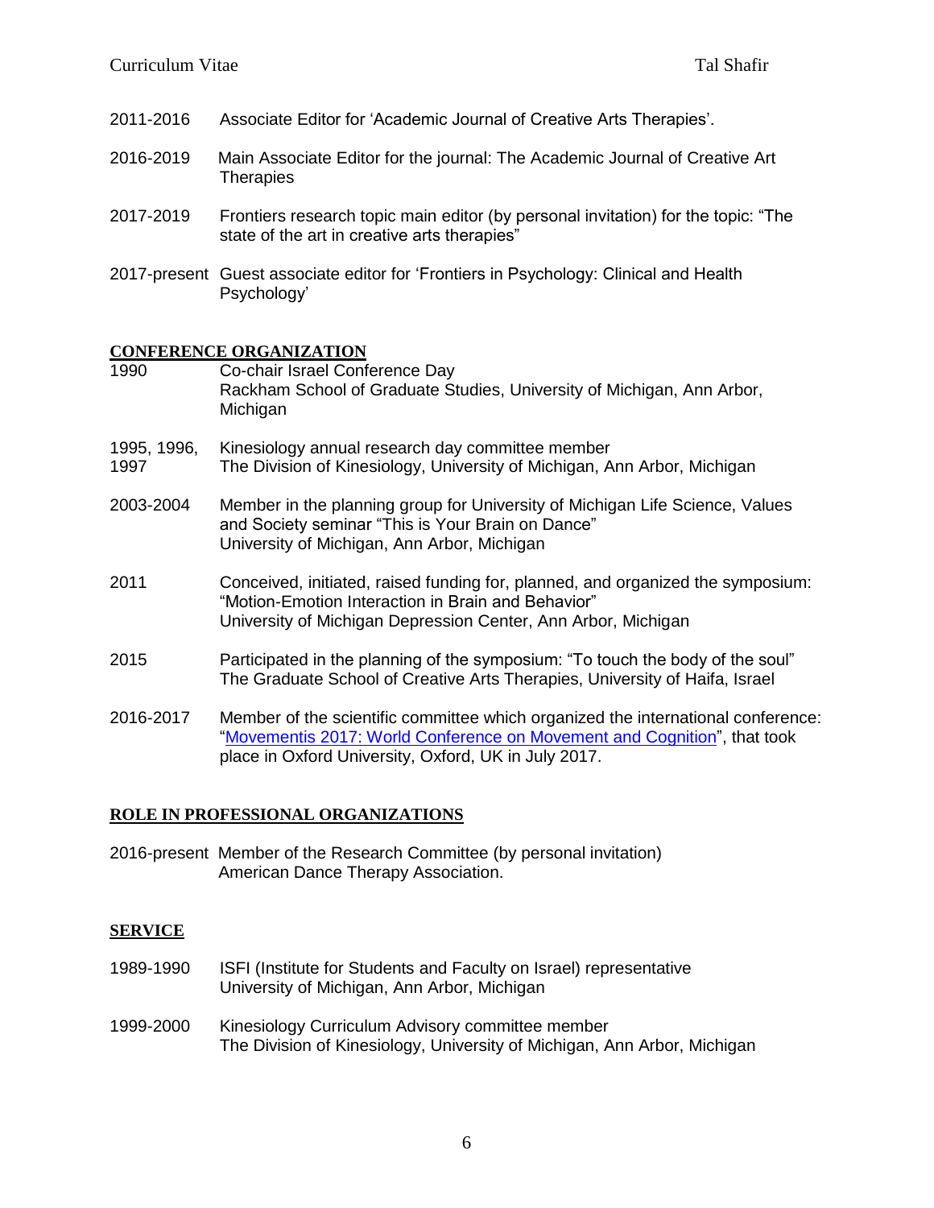2011-2016 Associate Editor for 'Academic Journal of Creative Arts Therapies'.

2016-2019 Main Associate Editor for the journal: The Academic Journal of Creative Art Therapies

2017-2019 Frontiers research topic main editor (by personal invitation) for the topic: "The state of the art in creative arts therapies"

2017-present Guest associate editor for 'Frontiers in Psychology: Clinical and Health Psychology'

## CONFERENCE ORGANIZATION

1990 Co-chair Israel Conference Day
Rackham School of Graduate Studies, University of Michigan, Ann Arbor, Michigan

1995, 1996, 1997 Kinesiology annual research day committee member
The Division of Kinesiology, University of Michigan, Ann Arbor, Michigan

2003-2004 Member in the planning group for University of Michigan Life Science, Values and Society seminar "This is Your Brain on Dance"
University of Michigan, Ann Arbor, Michigan

2011 Conceived, initiated, raised funding for, planned, and organized the symposium: "Motion-Emotion Interaction in Brain and Behavior"
University of Michigan Depression Center, Ann Arbor, Michigan

2015 Participated in the planning of the symposium: "To touch the body of the soul"
The Graduate School of Creative Arts Therapies, University of Haifa, Israel

2016-2017 Member of the scientific committee which organized the international conference: "Movementis 2017: World Conference on Movement and Cognition", that took place in Oxford University, Oxford, UK in July 2017.

## ROLE IN PROFESSIONAL ORGANIZATIONS

2016-present Member of the Research Committee (by personal invitation)
American Dance Therapy Association.

## SERVICE

1989-1990 ISFI (Institute for Students and Faculty on Israel) representative
University of Michigan, Ann Arbor, Michigan

1999-2000 Kinesiology Curriculum Advisory committee member
The Division of Kinesiology, University of Michigan, Ann Arbor, Michigan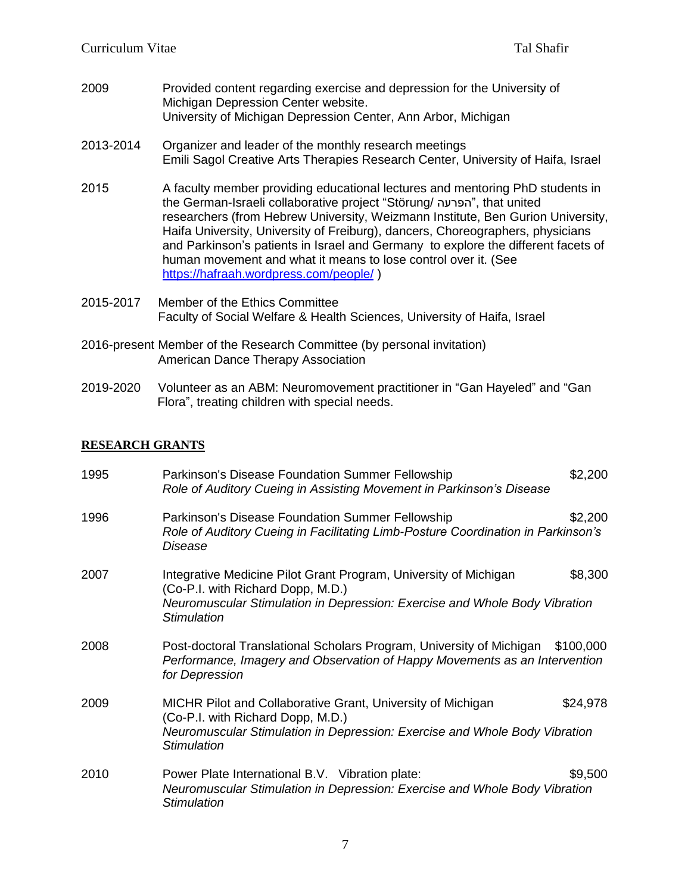2009 Provided content regarding exercise and depression for the University of Michigan Depression Center website.
University of Michigan Depression Center, Ann Arbor, Michigan

2013-2014 Organizer and leader of the monthly research meetings
Emili Sagol Creative Arts Therapies Research Center, University of Haifa, Israel

2015 A faculty member providing educational lectures and mentoring PhD students in the German-Israeli collaborative project "Störung/ הפרעה", that united researchers (from Hebrew University, Weizmann Institute, Ben Gurion University, Haifa University, University of Freiburg), dancers, Choreographers, physicians and Parkinson's patients in Israel and Germany to explore the different facets of human movement and what it means to lose control over it. (See https://hafraah.wordpress.com/people/ )

2015-2017 Member of the Ethics Committee
Faculty of Social Welfare & Health Sciences, University of Haifa, Israel

2016-present Member of the Research Committee (by personal invitation)
American Dance Therapy Association

2019-2020 Volunteer as an ABM: Neuromovement practitioner in "Gan Hayeled" and "Gan Flora", treating children with special needs.

## RESEARCH GRANTS

1995 Parkinson's Disease Foundation Summer Fellowship — $2,200
*Role of Auditory Cueing in Assisting Movement in Parkinson's Disease*

1996 Parkinson's Disease Foundation Summer Fellowship — $2,200
*Role of Auditory Cueing in Facilitating Limb-Posture Coordination in Parkinson's Disease*

2007 Integrative Medicine Pilot Grant Program, University of Michigan — $8,300
(Co-P.I. with Richard Dopp, M.D.)
*Neuromuscular Stimulation in Depression: Exercise and Whole Body Vibration Stimulation*

2008 Post-doctoral Translational Scholars Program, University of Michigan — $100,000
*Performance, Imagery and Observation of Happy Movements as an Intervention for Depression*

2009 MICHR Pilot and Collaborative Grant, University of Michigan — $24,978
(Co-P.I. with Richard Dopp, M.D.)
*Neuromuscular Stimulation in Depression: Exercise and Whole Body Vibration Stimulation*

2010 Power Plate International B.V. Vibration plate: — $9,500
*Neuromuscular Stimulation in Depression: Exercise and Whole Body Vibration Stimulation*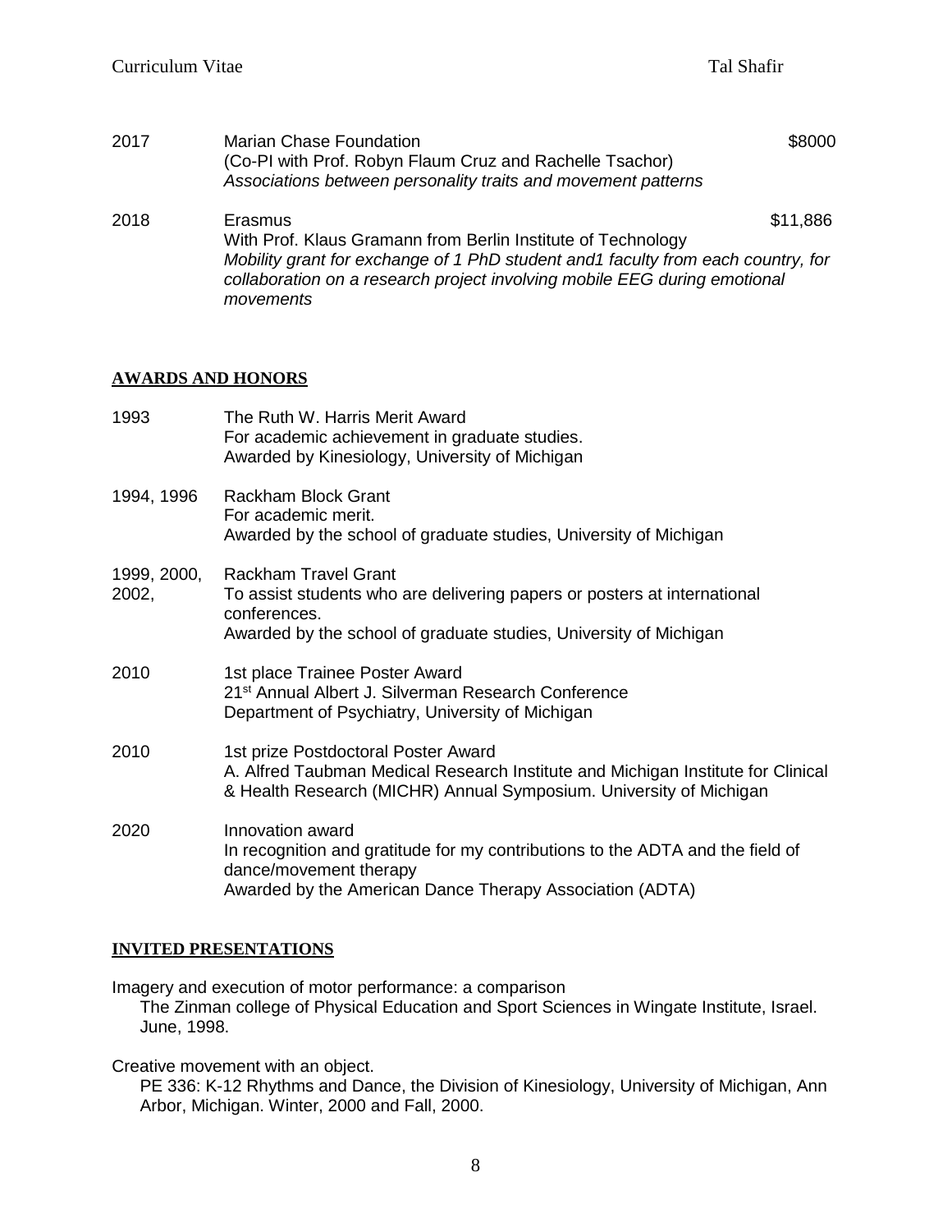2017 Marian Chase Foundation $8000
(Co-PI with Prof. Robyn Flaum Cruz and Rachelle Tsachor)
*Associations between personality traits and movement patterns*

2018 Erasmus $11,886
With Prof. Klaus Gramann from Berlin Institute of Technology
*Mobility grant for exchange of 1 PhD student and1 faculty from each country, for collaboration on a research project involving mobile EEG during emotional movements*

## AWARDS AND HONORS

1993 The Ruth W. Harris Merit Award
For academic achievement in graduate studies.
Awarded by Kinesiology, University of Michigan

1994, 1996 Rackham Block Grant
For academic merit.
Awarded by the school of graduate studies, University of Michigan

1999, 2000, 2002, Rackham Travel Grant
To assist students who are delivering papers or posters at international conferences.
Awarded by the school of graduate studies, University of Michigan

2010 1st place Trainee Poster Award
21st Annual Albert J. Silverman Research Conference
Department of Psychiatry, University of Michigan

2010 1st prize Postdoctoral Poster Award
A. Alfred Taubman Medical Research Institute and Michigan Institute for Clinical & Health Research (MICHR) Annual Symposium. University of Michigan

2020 Innovation award
In recognition and gratitude for my contributions to the ADTA and the field of dance/movement therapy
Awarded by the American Dance Therapy Association (ADTA)

## INVITED PRESENTATIONS

Imagery and execution of motor performance: a comparison
The Zinman college of Physical Education and Sport Sciences in Wingate Institute, Israel. June, 1998.

Creative movement with an object.
PE 336: K-12 Rhythms and Dance, the Division of Kinesiology, University of Michigan, Ann Arbor, Michigan. Winter, 2000 and Fall, 2000.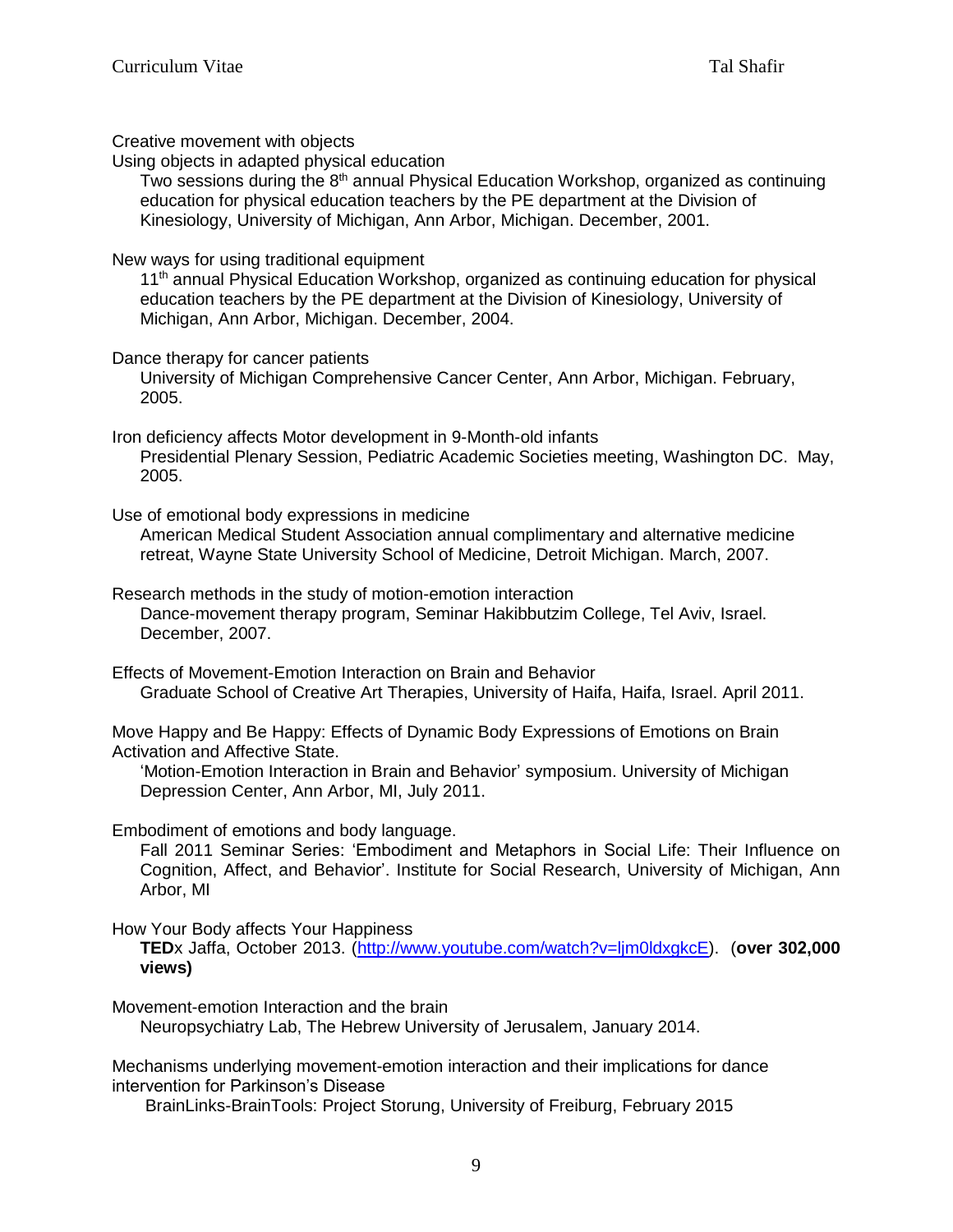Creative movement with objects
Using objects in adapted physical education

Two sessions during the 8th annual Physical Education Workshop, organized as continuing education for physical education teachers by the PE department at the Division of Kinesiology, University of Michigan, Ann Arbor, Michigan. December, 2001.

New ways for using traditional equipment

11th annual Physical Education Workshop, organized as continuing education for physical education teachers by the PE department at the Division of Kinesiology, University of Michigan, Ann Arbor, Michigan. December, 2004.

Dance therapy for cancer patients

University of Michigan Comprehensive Cancer Center, Ann Arbor, Michigan. February, 2005.

Iron deficiency affects Motor development in 9-Month-old infants

Presidential Plenary Session, Pediatric Academic Societies meeting, Washington DC. May, 2005.

Use of emotional body expressions in medicine

American Medical Student Association annual complimentary and alternative medicine retreat, Wayne State University School of Medicine, Detroit Michigan. March, 2007.

Research methods in the study of motion-emotion interaction

Dance-movement therapy program, Seminar Hakibbutzim College, Tel Aviv, Israel. December, 2007.

Effects of Movement-Emotion Interaction on Brain and Behavior

Graduate School of Creative Art Therapies, University of Haifa, Haifa, Israel. April 2011.

Move Happy and Be Happy: Effects of Dynamic Body Expressions of Emotions on Brain Activation and Affective State.

'Motion-Emotion Interaction in Brain and Behavior' symposium. University of Michigan Depression Center, Ann Arbor, MI, July 2011.

Embodiment of emotions and body language.

Fall 2011 Seminar Series: 'Embodiment and Metaphors in Social Life: Their Influence on Cognition, Affect, and Behavior'. Institute for Social Research, University of Michigan, Ann Arbor, MI

How Your Body affects Your Happiness

**TED**x Jaffa, October 2013. (http://www.youtube.com/watch?v=ljm0ldxgkcE). (**over 302,000 views)**

Movement-emotion Interaction and the brain

Neuropsychiatry Lab, The Hebrew University of Jerusalem, January 2014.

Mechanisms underlying movement-emotion interaction and their implications for dance intervention for Parkinson's Disease

BrainLinks-BrainTools: Project Storung, University of Freiburg, February 2015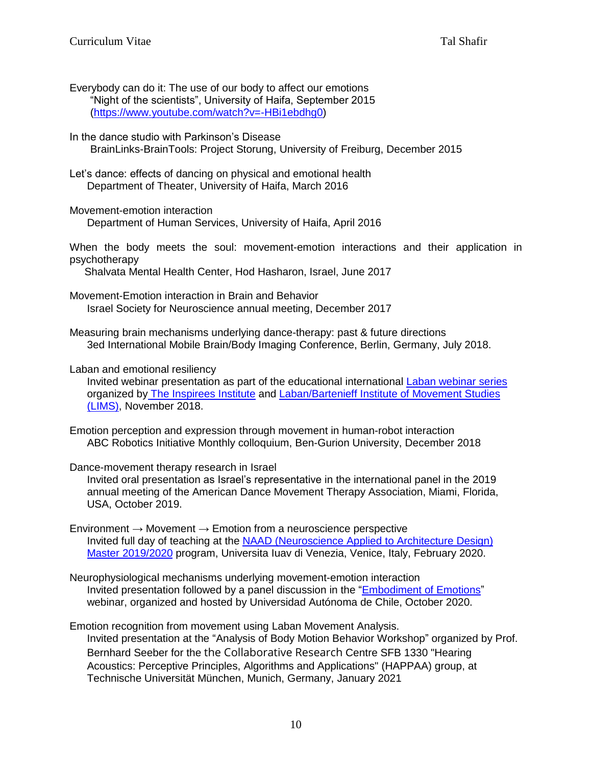Everybody can do it: The use of our body to affect our emotions
"Night of the scientists", University of Haifa, September 2015
(https://www.youtube.com/watch?v=-HBi1ebdhg0)

In the dance studio with Parkinson's Disease
BrainLinks-BrainTools: Project Storung, University of Freiburg, December 2015

Let's dance: effects of dancing on physical and emotional health
Department of Theater, University of Haifa, March 2016

Movement-emotion interaction
Department of Human Services, University of Haifa, April 2016

When the body meets the soul: movement-emotion interactions and their application in psychotherapy
Shalvata Mental Health Center, Hod Hasharon, Israel, June 2017

Movement-Emotion interaction in Brain and Behavior
Israel Society for Neuroscience annual meeting, December 2017

Measuring brain mechanisms underlying dance-therapy: past & future directions
3ed International Mobile Brain/Body Imaging Conference, Berlin, Germany, July 2018.

Laban and emotional resiliency
Invited webinar presentation as part of the educational international Laban webinar series organized by The Inspirees Institute and Laban/Bartenieff Institute of Movement Studies (LIMS), November 2018.

Emotion perception and expression through movement in human-robot interaction
ABC Robotics Initiative Monthly colloquium, Ben-Gurion University, December 2018

Dance-movement therapy research in Israel
Invited oral presentation as Israel's representative in the international panel in the 2019 annual meeting of the American Dance Movement Therapy Association, Miami, Florida, USA, October 2019.

Environment → Movement → Emotion from a neuroscience perspective
Invited full day of teaching at the NAAD (Neuroscience Applied to Architecture Design) Master 2019/2020 program, Universita Iuav di Venezia, Venice, Italy, February 2020.

Neurophysiological mechanisms underlying movement-emotion interaction
Invited presentation followed by a panel discussion in the "Embodiment of Emotions" webinar, organized and hosted by Universidad Autónoma de Chile, October 2020.

Emotion recognition from movement using Laban Movement Analysis.
Invited presentation at the "Analysis of Body Motion Behavior Workshop" organized by Prof. Bernhard Seeber for the the Collaborative Research Centre SFB 1330 "Hearing Acoustics: Perceptive Principles, Algorithms and Applications" (HAPPAA) group, at Technische Universität München, Munich, Germany, January 2021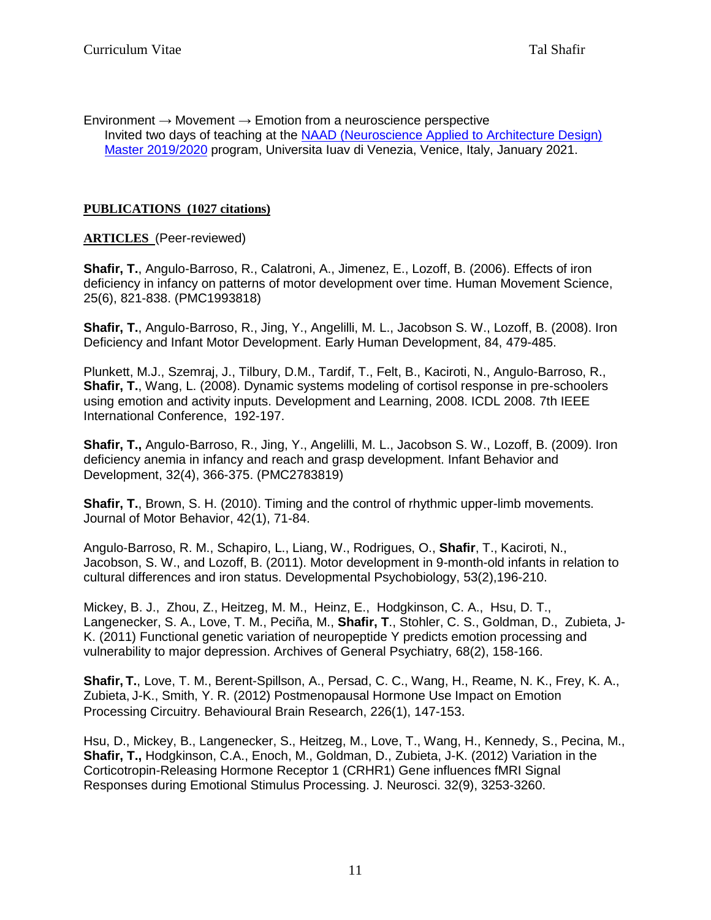Environment → Movement → Emotion from a neuroscience perspective
Invited two days of teaching at the [NAAD (Neuroscience Applied to Architecture Design) Master 2019/2020] program, Universita Iuav di Venezia, Venice, Italy, January 2021.

## PUBLICATIONS (1027 citations)

### ARTICLES (Peer-reviewed)

**Shafir, T.**, Angulo-Barroso, R., Calatroni, A., Jimenez, E., Lozoff, B. (2006). Effects of iron deficiency in infancy on patterns of motor development over time. Human Movement Science, 25(6), 821-838. (PMC1993818)

**Shafir, T.**, Angulo-Barroso, R., Jing, Y., Angelilli, M. L., Jacobson S. W., Lozoff, B. (2008). Iron Deficiency and Infant Motor Development. Early Human Development, 84, 479-485.

Plunkett, M.J., Szemraj, J., Tilbury, D.M., Tardif, T., Felt, B., Kaciroti, N., Angulo-Barroso, R., **Shafir, T.**, Wang, L. (2008). Dynamic systems modeling of cortisol response in pre-schoolers using emotion and activity inputs. Development and Learning, 2008. ICDL 2008. 7th IEEE International Conference, 192-197.

**Shafir, T.,** Angulo-Barroso, R., Jing, Y., Angelilli, M. L., Jacobson S. W., Lozoff, B. (2009). Iron deficiency anemia in infancy and reach and grasp development. Infant Behavior and Development, 32(4), 366-375. (PMC2783819)

**Shafir, T.**, Brown, S. H. (2010). Timing and the control of rhythmic upper-limb movements. Journal of Motor Behavior, 42(1), 71-84.

Angulo-Barroso, R. M., Schapiro, L., Liang, W., Rodrigues, O., **Shafir**, T., Kaciroti, N., Jacobson, S. W., and Lozoff, B. (2011). Motor development in 9-month-old infants in relation to cultural differences and iron status. Developmental Psychobiology, 53(2),196-210.

Mickey, B. J., Zhou, Z., Heitzeg, M. M., Heinz, E., Hodgkinson, C. A., Hsu, D. T., Langenecker, S. A., Love, T. M., Peciña, M., **Shafir, T**., Stohler, C. S., Goldman, D., Zubieta, J-K. (2011) Functional genetic variation of neuropeptide Y predicts emotion processing and vulnerability to major depression. Archives of General Psychiatry, 68(2), 158-166.

**Shafir, T.**, Love, T. M., Berent-Spillson, A., Persad, C. C., Wang, H., Reame, N. K., Frey, K. A., Zubieta, J-K., Smith, Y. R. (2012) Postmenopausal Hormone Use Impact on Emotion Processing Circuitry. Behavioural Brain Research, 226(1), 147-153.

Hsu, D., Mickey, B., Langenecker, S., Heitzeg, M., Love, T., Wang, H., Kennedy, S., Pecina, M., **Shafir, T.,** Hodgkinson, C.A., Enoch, M., Goldman, D., Zubieta, J-K. (2012) Variation in the Corticotropin-Releasing Hormone Receptor 1 (CRHR1) Gene influences fMRI Signal Responses during Emotional Stimulus Processing. J. Neurosci. 32(9), 3253-3260.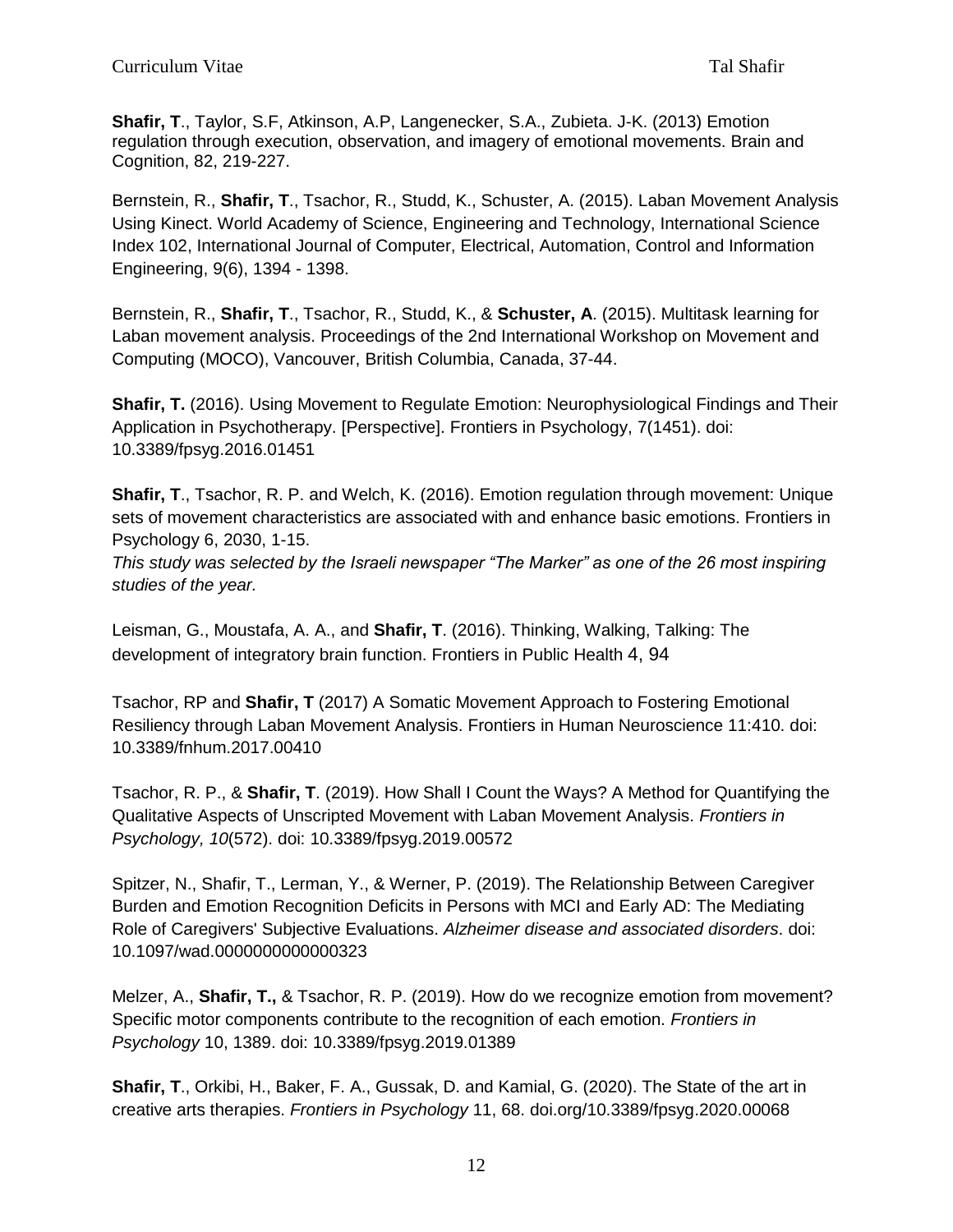**Shafir, T**., Taylor, S.F, Atkinson, A.P, Langenecker, S.A., Zubieta. J-K. (2013) Emotion regulation through execution, observation, and imagery of emotional movements. Brain and Cognition, 82, 219-227.

Bernstein, R., **Shafir, T**., Tsachor, R., Studd, K., Schuster, A. (2015). Laban Movement Analysis Using Kinect. World Academy of Science, Engineering and Technology, International Science Index 102, International Journal of Computer, Electrical, Automation, Control and Information Engineering, 9(6), 1394 - 1398.

Bernstein, R., **Shafir, T**., Tsachor, R., Studd, K., & **Schuster, A**. (2015). Multitask learning for Laban movement analysis. Proceedings of the 2nd International Workshop on Movement and Computing (MOCO), Vancouver, British Columbia, Canada, 37-44.

**Shafir, T.** (2016). Using Movement to Regulate Emotion: Neurophysiological Findings and Their Application in Psychotherapy. [Perspective]. Frontiers in Psychology, 7(1451). doi: 10.3389/fpsyg.2016.01451

**Shafir, T**., Tsachor, R. P. and Welch, K. (2016). Emotion regulation through movement: Unique sets of movement characteristics are associated with and enhance basic emotions. Frontiers in Psychology 6, 2030, 1-15.
*This study was selected by the Israeli newspaper "The Marker" as one of the 26 most inspiring studies of the year.*

Leisman, G., Moustafa, A. A., and **Shafir, T**. (2016). Thinking, Walking, Talking: The development of integratory brain function. Frontiers in Public Health 4, 94

Tsachor, RP and **Shafir, T** (2017) A Somatic Movement Approach to Fostering Emotional Resiliency through Laban Movement Analysis. Frontiers in Human Neuroscience 11:410. doi: 10.3389/fnhum.2017.00410

Tsachor, R. P., & **Shafir, T**. (2019). How Shall I Count the Ways? A Method for Quantifying the Qualitative Aspects of Unscripted Movement with Laban Movement Analysis. *Frontiers in Psychology, 10*(572). doi: 10.3389/fpsyg.2019.00572

Spitzer, N., Shafir, T., Lerman, Y., & Werner, P. (2019). The Relationship Between Caregiver Burden and Emotion Recognition Deficits in Persons with MCI and Early AD: The Mediating Role of Caregivers' Subjective Evaluations. *Alzheimer disease and associated disorders*. doi: 10.1097/wad.0000000000000323

Melzer, A., **Shafir, T.,** & Tsachor, R. P. (2019). How do we recognize emotion from movement? Specific motor components contribute to the recognition of each emotion. *Frontiers in Psychology* 10, 1389. doi: 10.3389/fpsyg.2019.01389

**Shafir, T**., Orkibi, H., Baker, F. A., Gussak, D. and Kamial, G. (2020). The State of the art in creative arts therapies. *Frontiers in Psychology* 11, 68. doi.org/10.3389/fpsyg.2020.00068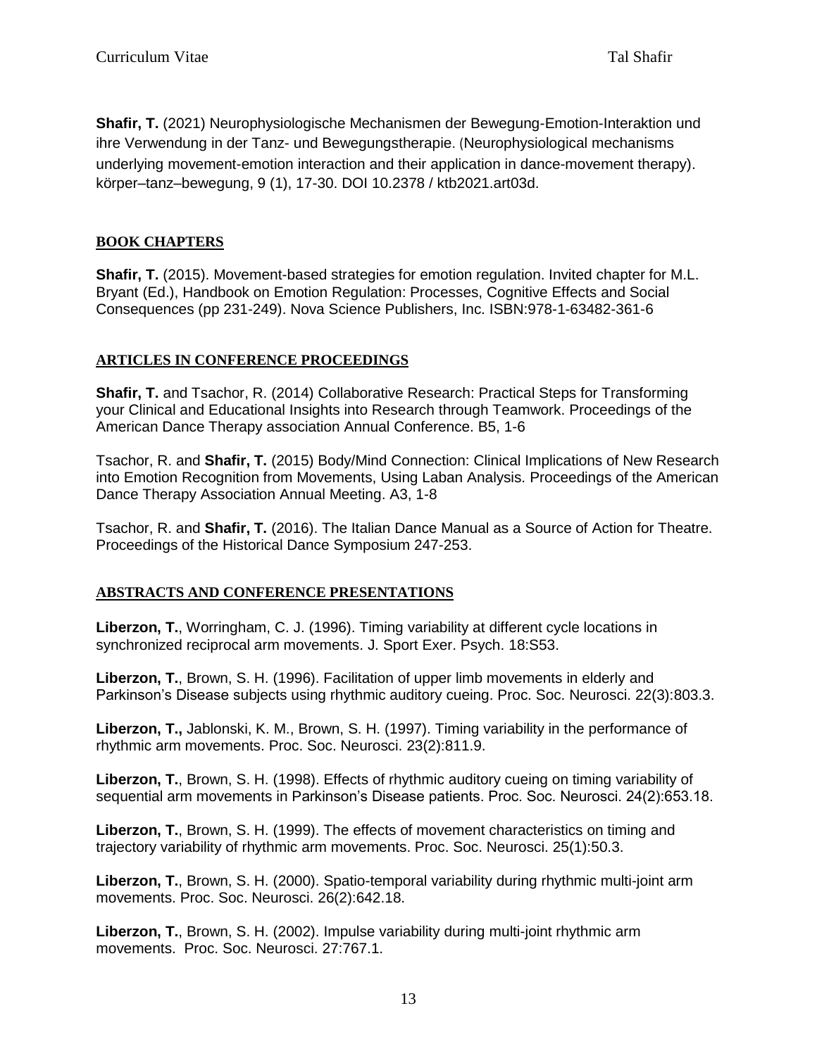**Shafir, T.** (2021) Neurophysiologische Mechanismen der Bewegung-Emotion-Interaktion und ihre Verwendung in der Tanz- und Bewegungstherapie. (Neurophysiological mechanisms underlying movement-emotion interaction and their application in dance-movement therapy). körper–tanz–bewegung, 9 (1), 17-30. DOI 10.2378 / ktb2021.art03d.

## BOOK CHAPTERS

**Shafir, T.** (2015). Movement-based strategies for emotion regulation. Invited chapter for M.L. Bryant (Ed.), Handbook on Emotion Regulation: Processes, Cognitive Effects and Social Consequences (pp 231-249). Nova Science Publishers, Inc. ISBN:978-1-63482-361-6

## ARTICLES IN CONFERENCE PROCEEDINGS

**Shafir, T.** and Tsachor, R. (2014) Collaborative Research: Practical Steps for Transforming your Clinical and Educational Insights into Research through Teamwork. Proceedings of the American Dance Therapy association Annual Conference. B5, 1-6

Tsachor, R. and **Shafir, T.** (2015) Body/Mind Connection: Clinical Implications of New Research into Emotion Recognition from Movements, Using Laban Analysis. Proceedings of the American Dance Therapy Association Annual Meeting. A3, 1-8

Tsachor, R. and **Shafir, T.** (2016). The Italian Dance Manual as a Source of Action for Theatre. Proceedings of the Historical Dance Symposium 247-253.

## ABSTRACTS AND CONFERENCE PRESENTATIONS

**Liberzon, T.**, Worringham, C. J. (1996). Timing variability at different cycle locations in synchronized reciprocal arm movements. J. Sport Exer. Psych. 18:S53.

**Liberzon, T.**, Brown, S. H. (1996). Facilitation of upper limb movements in elderly and Parkinson's Disease subjects using rhythmic auditory cueing. Proc. Soc. Neurosci. 22(3):803.3.

**Liberzon, T.,** Jablonski, K. M., Brown, S. H. (1997). Timing variability in the performance of rhythmic arm movements. Proc. Soc. Neurosci. 23(2):811.9.

**Liberzon, T.**, Brown, S. H. (1998). Effects of rhythmic auditory cueing on timing variability of sequential arm movements in Parkinson's Disease patients. Proc. Soc. Neurosci. 24(2):653.18.

**Liberzon, T.**, Brown, S. H. (1999). The effects of movement characteristics on timing and trajectory variability of rhythmic arm movements. Proc. Soc. Neurosci. 25(1):50.3.

**Liberzon, T.**, Brown, S. H. (2000). Spatio-temporal variability during rhythmic multi-joint arm movements. Proc. Soc. Neurosci. 26(2):642.18.

**Liberzon, T.**, Brown, S. H. (2002). Impulse variability during multi-joint rhythmic arm movements. Proc. Soc. Neurosci. 27:767.1.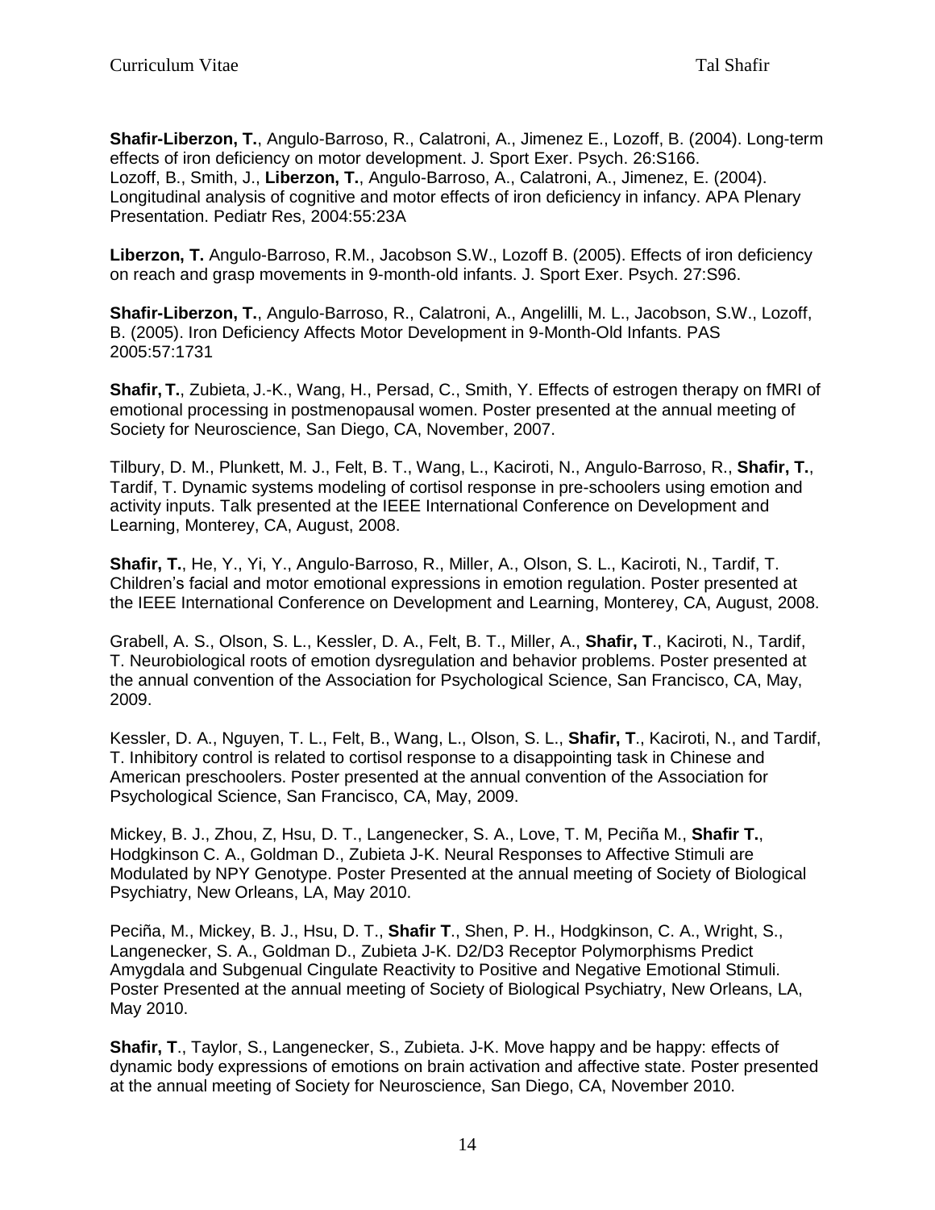**Shafir-Liberzon, T.**, Angulo-Barroso, R., Calatroni, A., Jimenez E., Lozoff, B. (2004). Long-term effects of iron deficiency on motor development. J. Sport Exer. Psych. 26:S166.
Lozoff, B., Smith, J., **Liberzon, T.**, Angulo-Barroso, A., Calatroni, A., Jimenez, E. (2004). Longitudinal analysis of cognitive and motor effects of iron deficiency in infancy. APA Plenary Presentation. Pediatr Res, 2004:55:23A

**Liberzon, T.** Angulo-Barroso, R.M., Jacobson S.W., Lozoff B. (2005). Effects of iron deficiency on reach and grasp movements in 9-month-old infants. J. Sport Exer. Psych. 27:S96.

**Shafir-Liberzon, T.**, Angulo-Barroso, R., Calatroni, A., Angelilli, M. L., Jacobson, S.W., Lozoff, B. (2005). Iron Deficiency Affects Motor Development in 9-Month-Old Infants. PAS 2005:57:1731

**Shafir, T.**, Zubieta, J.-K., Wang, H., Persad, C., Smith, Y. Effects of estrogen therapy on fMRI of emotional processing in postmenopausal women. Poster presented at the annual meeting of Society for Neuroscience, San Diego, CA, November, 2007.

Tilbury, D. M., Plunkett, M. J., Felt, B. T., Wang, L., Kaciroti, N., Angulo-Barroso, R., **Shafir, T.**, Tardif, T. Dynamic systems modeling of cortisol response in pre-schoolers using emotion and activity inputs. Talk presented at the IEEE International Conference on Development and Learning, Monterey, CA, August, 2008.

**Shafir, T.**, He, Y., Yi, Y., Angulo-Barroso, R., Miller, A., Olson, S. L., Kaciroti, N., Tardif, T. Children's facial and motor emotional expressions in emotion regulation. Poster presented at the IEEE International Conference on Development and Learning, Monterey, CA, August, 2008.

Grabell, A. S., Olson, S. L., Kessler, D. A., Felt, B. T., Miller, A., **Shafir, T**., Kaciroti, N., Tardif, T. Neurobiological roots of emotion dysregulation and behavior problems. Poster presented at the annual convention of the Association for Psychological Science, San Francisco, CA, May, 2009.

Kessler, D. A., Nguyen, T. L., Felt, B., Wang, L., Olson, S. L., **Shafir, T**., Kaciroti, N., and Tardif, T. Inhibitory control is related to cortisol response to a disappointing task in Chinese and American preschoolers. Poster presented at the annual convention of the Association for Psychological Science, San Francisco, CA, May, 2009.

Mickey, B. J., Zhou, Z, Hsu, D. T., Langenecker, S. A., Love, T. M, Peciña M., **Shafir T.**, Hodgkinson C. A., Goldman D., Zubieta J-K. Neural Responses to Affective Stimuli are Modulated by NPY Genotype. Poster Presented at the annual meeting of Society of Biological Psychiatry, New Orleans, LA, May 2010.

Peciña, M., Mickey, B. J., Hsu, D. T., **Shafir T**., Shen, P. H., Hodgkinson, C. A., Wright, S., Langenecker, S. A., Goldman D., Zubieta J-K. D2/D3 Receptor Polymorphisms Predict Amygdala and Subgenual Cingulate Reactivity to Positive and Negative Emotional Stimuli. Poster Presented at the annual meeting of Society of Biological Psychiatry, New Orleans, LA, May 2010.

**Shafir, T**., Taylor, S., Langenecker, S., Zubieta. J-K. Move happy and be happy: effects of dynamic body expressions of emotions on brain activation and affective state. Poster presented at the annual meeting of Society for Neuroscience, San Diego, CA, November 2010.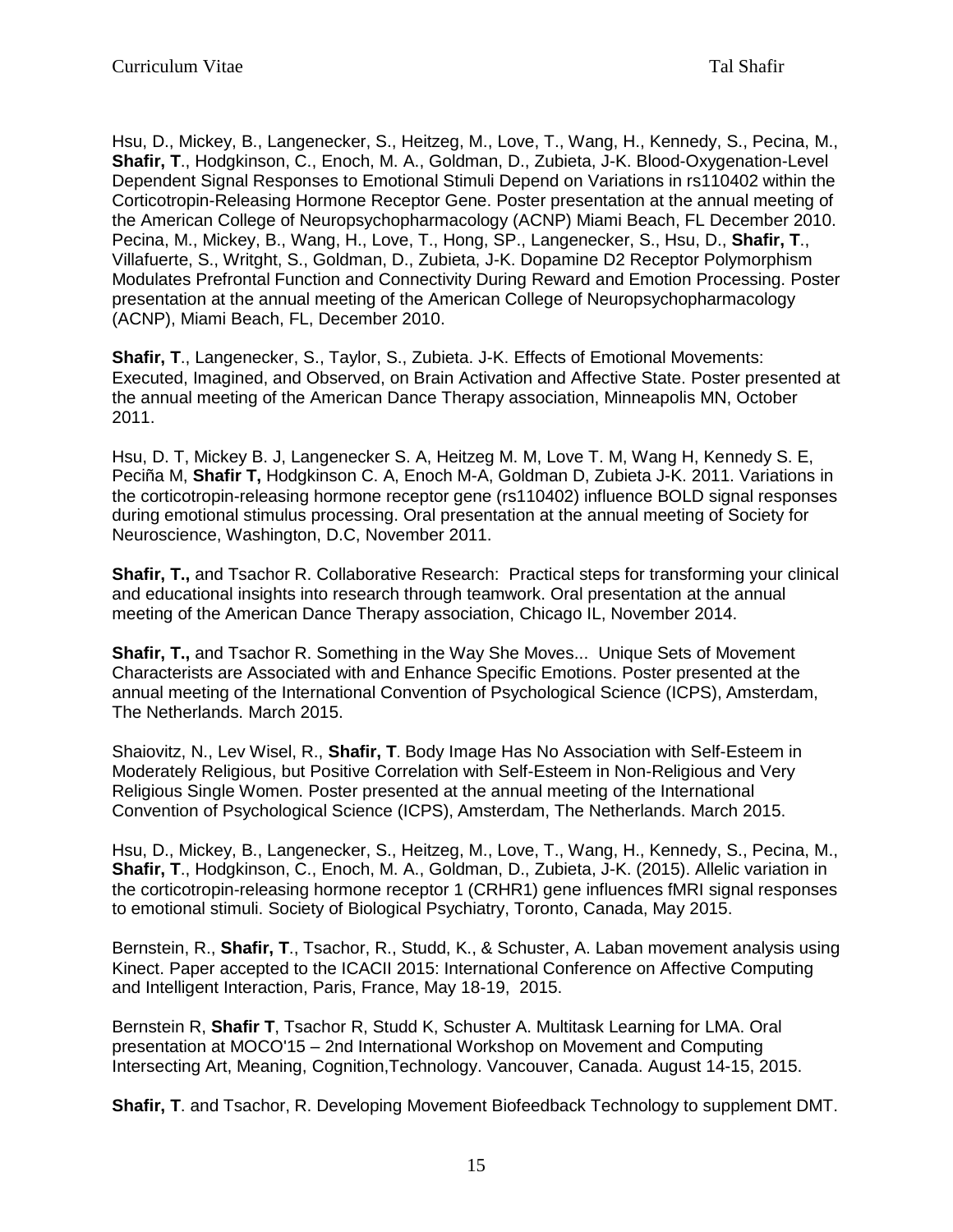Hsu, D., Mickey, B., Langenecker, S., Heitzeg, M., Love, T., Wang, H., Kennedy, S., Pecina, M., **Shafir, T**., Hodgkinson, C., Enoch, M. A., Goldman, D., Zubieta, J-K. Blood-Oxygenation-Level Dependent Signal Responses to Emotional Stimuli Depend on Variations in rs110402 within the Corticotropin-Releasing Hormone Receptor Gene. Poster presentation at the annual meeting of the American College of Neuropsychopharmacology (ACNP) Miami Beach, FL December 2010.
Pecina, M., Mickey, B., Wang, H., Love, T., Hong, SP., Langenecker, S., Hsu, D., **Shafir, T**., Villafuerte, S., Writght, S., Goldman, D., Zubieta, J-K. Dopamine D2 Receptor Polymorphism Modulates Prefrontal Function and Connectivity During Reward and Emotion Processing. Poster presentation at the annual meeting of the American College of Neuropsychopharmacology (ACNP), Miami Beach, FL, December 2010.

**Shafir, T**., Langenecker, S., Taylor, S., Zubieta. J-K. Effects of Emotional Movements: Executed, Imagined, and Observed, on Brain Activation and Affective State. Poster presented at the annual meeting of the American Dance Therapy association, Minneapolis MN, October 2011.

Hsu, D. T, Mickey B. J, Langenecker S. A, Heitzeg M. M, Love T. M, Wang H, Kennedy S. E, Peciña M, **Shafir T,** Hodgkinson C. A, Enoch M-A, Goldman D, Zubieta J-K. 2011. Variations in the corticotropin-releasing hormone receptor gene (rs110402) influence BOLD signal responses during emotional stimulus processing. Oral presentation at the annual meeting of Society for Neuroscience, Washington, D.C, November 2011.

**Shafir, T.,** and Tsachor R. Collaborative Research: Practical steps for transforming your clinical and educational insights into research through teamwork. Oral presentation at the annual meeting of the American Dance Therapy association, Chicago IL, November 2014.

**Shafir, T.,** and Tsachor R. Something in the Way She Moves... Unique Sets of Movement Characterists are Associated with and Enhance Specific Emotions. Poster presented at the annual meeting of the International Convention of Psychological Science (ICPS), Amsterdam, The Netherlands. March 2015.

Shaiovitz, N., Lev Wisel, R., **Shafir, T**. Body Image Has No Association with Self-Esteem in Moderately Religious, but Positive Correlation with Self-Esteem in Non-Religious and Very Religious Single Women. Poster presented at the annual meeting of the International Convention of Psychological Science (ICPS), Amsterdam, The Netherlands. March 2015.

Hsu, D., Mickey, B., Langenecker, S., Heitzeg, M., Love, T., Wang, H., Kennedy, S., Pecina, M., **Shafir, T**., Hodgkinson, C., Enoch, M. A., Goldman, D., Zubieta, J-K. (2015). Allelic variation in the corticotropin-releasing hormone receptor 1 (CRHR1) gene influences fMRI signal responses to emotional stimuli. Society of Biological Psychiatry, Toronto, Canada, May 2015.

Bernstein, R., **Shafir, T**., Tsachor, R., Studd, K., & Schuster, A. Laban movement analysis using Kinect. Paper accepted to the ICACII 2015: International Conference on Affective Computing and Intelligent Interaction, Paris, France, May 18-19, 2015.

Bernstein R, **Shafir T**, Tsachor R, Studd K, Schuster A. Multitask Learning for LMA. Oral presentation at MOCO'15 – 2nd International Workshop on Movement and Computing Intersecting Art, Meaning, Cognition,Technology. Vancouver, Canada. August 14-15, 2015.

**Shafir, T**. and Tsachor, R. Developing Movement Biofeedback Technology to supplement DMT.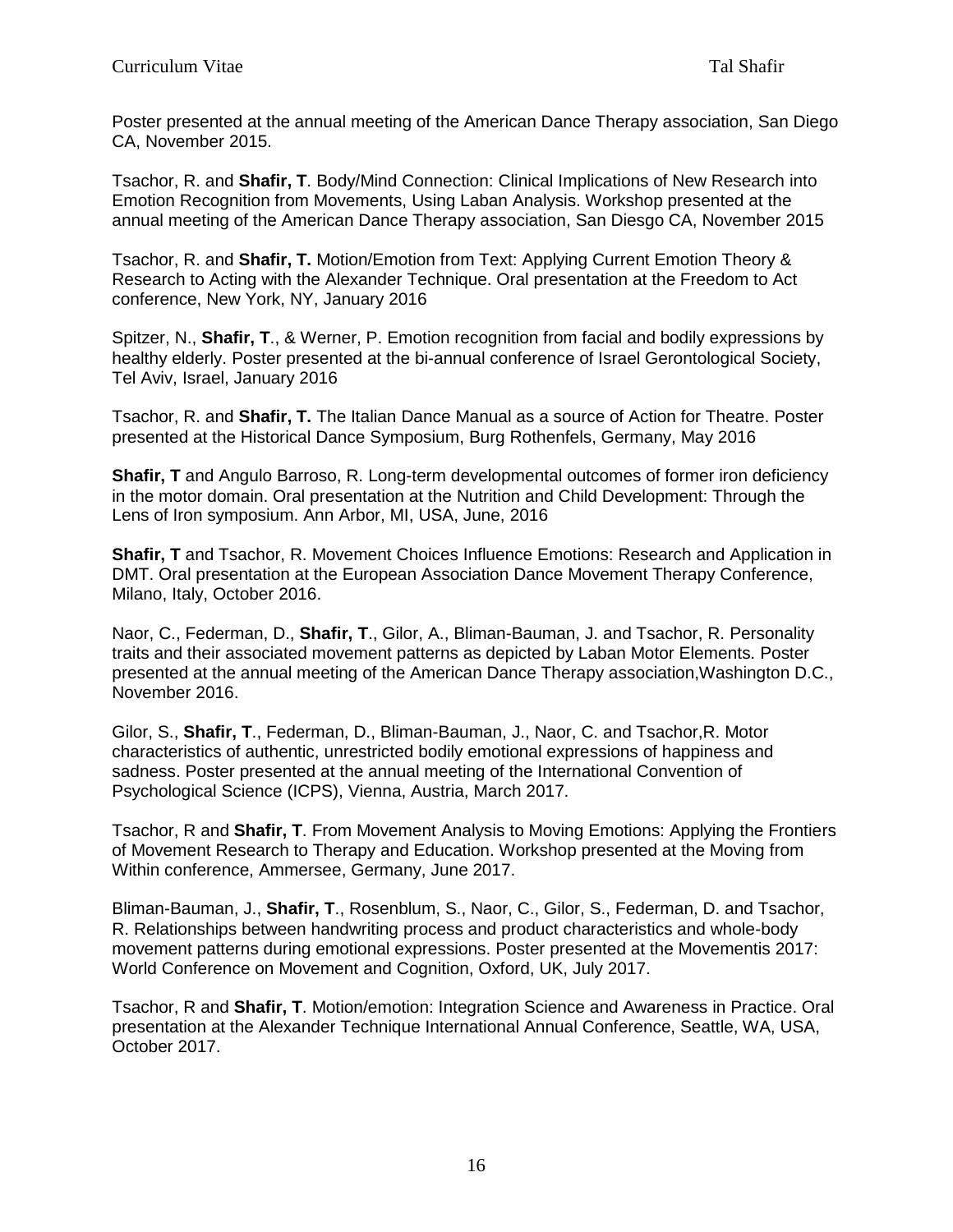Poster presented at the annual meeting of the American Dance Therapy association, San Diego CA, November 2015.

Tsachor, R. and **Shafir, T**. Body/Mind Connection: Clinical Implications of New Research into Emotion Recognition from Movements, Using Laban Analysis. Workshop presented at the annual meeting of the American Dance Therapy association, San Diesgo CA, November 2015

Tsachor, R. and **Shafir, T.** Motion/Emotion from Text: Applying Current Emotion Theory & Research to Acting with the Alexander Technique. Oral presentation at the Freedom to Act conference, New York, NY, January 2016

Spitzer, N., **Shafir, T**., & Werner, P. Emotion recognition from facial and bodily expressions by healthy elderly. Poster presented at the bi-annual conference of Israel Gerontological Society, Tel Aviv, Israel, January 2016

Tsachor, R. and **Shafir, T.** The Italian Dance Manual as a source of Action for Theatre. Poster presented at the Historical Dance Symposium, Burg Rothenfels, Germany, May 2016

**Shafir, T** and Angulo Barroso, R. Long-term developmental outcomes of former iron deficiency in the motor domain. Oral presentation at the Nutrition and Child Development: Through the Lens of Iron symposium. Ann Arbor, MI, USA, June, 2016

**Shafir, T** and Tsachor, R. Movement Choices Influence Emotions: Research and Application in DMT. Oral presentation at the European Association Dance Movement Therapy Conference, Milano, Italy, October 2016.

Naor, C., Federman, D., **Shafir, T**., Gilor, A., Bliman-Bauman, J. and Tsachor, R. Personality traits and their associated movement patterns as depicted by Laban Motor Elements. Poster presented at the annual meeting of the American Dance Therapy association,Washington D.C., November 2016.

Gilor, S., **Shafir, T**., Federman, D., Bliman-Bauman, J., Naor, C. and Tsachor,R. Motor characteristics of authentic, unrestricted bodily emotional expressions of happiness and sadness. Poster presented at the annual meeting of the International Convention of Psychological Science (ICPS), Vienna, Austria, March 2017.

Tsachor, R and **Shafir, T**. From Movement Analysis to Moving Emotions: Applying the Frontiers of Movement Research to Therapy and Education. Workshop presented at the Moving from Within conference, Ammersee, Germany, June 2017.

Bliman-Bauman, J., **Shafir, T**., Rosenblum, S., Naor, C., Gilor, S., Federman, D. and Tsachor, R. Relationships between handwriting process and product characteristics and whole-body movement patterns during emotional expressions. Poster presented at the Movementis 2017: World Conference on Movement and Cognition, Oxford, UK, July 2017.

Tsachor, R and **Shafir, T**. Motion/emotion: Integration Science and Awareness in Practice. Oral presentation at the Alexander Technique International Annual Conference, Seattle, WA, USA, October 2017.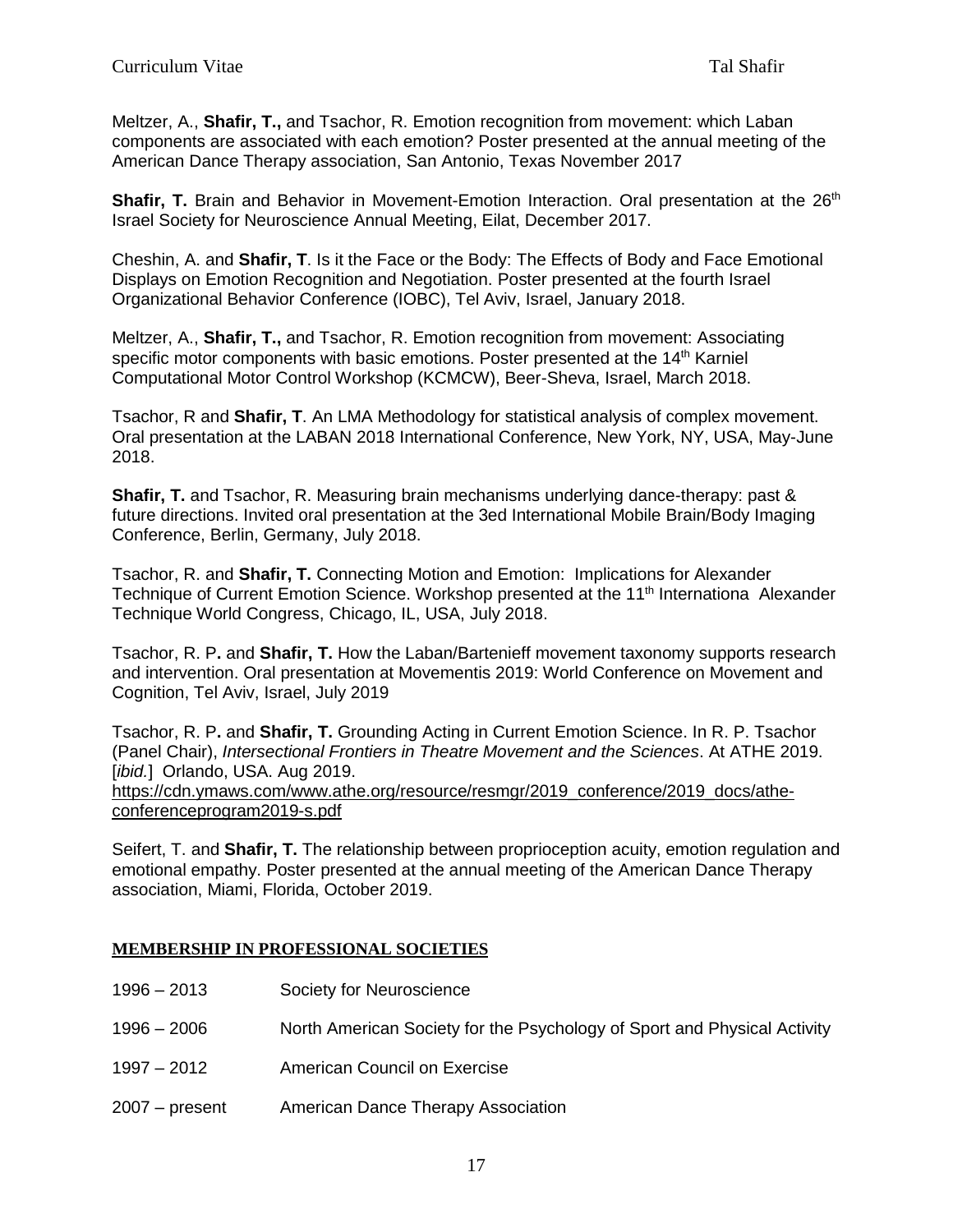Meltzer, A., **Shafir, T.,** and Tsachor, R. Emotion recognition from movement: which Laban components are associated with each emotion? Poster presented at the annual meeting of the American Dance Therapy association, San Antonio, Texas November 2017

**Shafir, T.** Brain and Behavior in Movement-Emotion Interaction. Oral presentation at the 26th Israel Society for Neuroscience Annual Meeting, Eilat, December 2017.

Cheshin, A. and **Shafir, T**. Is it the Face or the Body: The Effects of Body and Face Emotional Displays on Emotion Recognition and Negotiation. Poster presented at the fourth Israel Organizational Behavior Conference (IOBC), Tel Aviv, Israel, January 2018.

Meltzer, A., **Shafir, T.,** and Tsachor, R. Emotion recognition from movement: Associating specific motor components with basic emotions. Poster presented at the 14th Karniel Computational Motor Control Workshop (KCMCW), Beer-Sheva, Israel, March 2018.

Tsachor, R and **Shafir, T**. An LMA Methodology for statistical analysis of complex movement. Oral presentation at the LABAN 2018 International Conference, New York, NY, USA, May-June 2018.

**Shafir, T.** and Tsachor, R. Measuring brain mechanisms underlying dance-therapy: past & future directions. Invited oral presentation at the 3ed International Mobile Brain/Body Imaging Conference, Berlin, Germany, July 2018.

Tsachor, R. and **Shafir, T.** Connecting Motion and Emotion: Implications for Alexander Technique of Current Emotion Science. Workshop presented at the 11th Internationa Alexander Technique World Congress, Chicago, IL, USA, July 2018.

Tsachor, R. P**.** and **Shafir, T.** How the Laban/Bartenieff movement taxonomy supports research and intervention. Oral presentation at Movementis 2019: World Conference on Movement and Cognition, Tel Aviv, Israel, July 2019

Tsachor, R. P**.** and **Shafir, T.** Grounding Acting in Current Emotion Science. In R. P. Tsachor (Panel Chair), *Intersectional Frontiers in Theatre Movement and the Sciences*. At ATHE 2019. [*ibid.*] Orlando, USA. Aug 2019. https://cdn.ymaws.com/www.athe.org/resource/resmgr/2019_conference/2019_docs/athe-conferenceprogram2019-s.pdf

Seifert, T. and **Shafir, T.** The relationship between proprioception acuity, emotion regulation and emotional empathy. Poster presented at the annual meeting of the American Dance Therapy association, Miami, Florida, October 2019.

## MEMBERSHIP IN PROFESSIONAL SOCIETIES

| | |
|---|---|
| 1996 – 2013 | Society for Neuroscience |
| 1996 – 2006 | North American Society for the Psychology of Sport and Physical Activity |
| 1997 – 2012 | American Council on Exercise |
| 2007 – present | American Dance Therapy Association |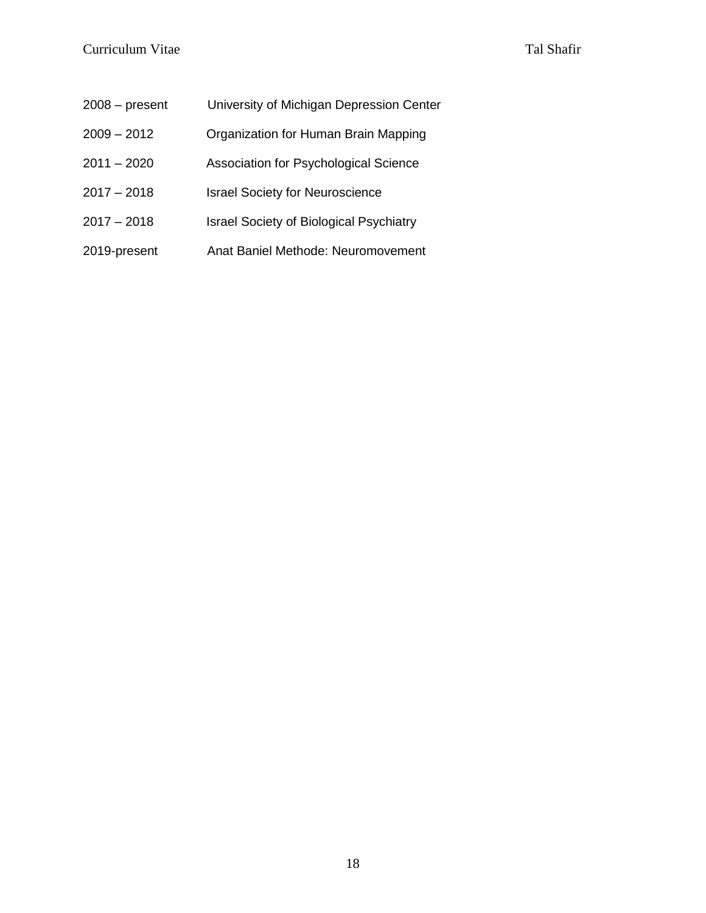| | |
|---|---|
| 2008 – present | University of Michigan Depression Center |
| 2009 – 2012 | Organization for Human Brain Mapping |
| 2011 – 2020 | Association for Psychological Science |
| 2017 – 2018 | Israel Society for Neuroscience |
| 2017 – 2018 | Israel Society of Biological Psychiatry |
| 2019-present | Anat Baniel Methode: Neuromovement |